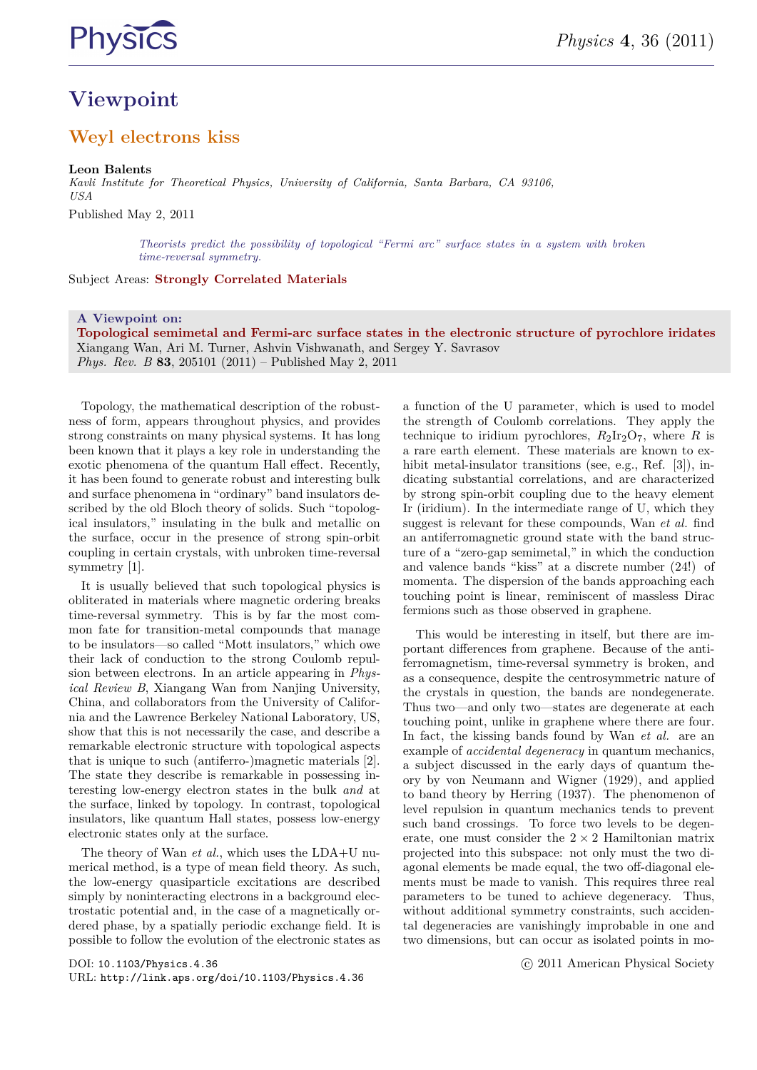# Viewpoint

## Weyl electrons kiss

**Leon Balents**

*Kavli Institute for Theoretical Physics, University of California, Santa Barbara, CA 93106, USA*

Published May 2, 2011

*Theorists predict the possibility of topological "Fermi arc" surface states in a system with broken time-reversal symmetry.*

Subject Areas: **Strongly Correlated Materials**

**A Viewpoint on:**
**Topological semimetal and Fermi-arc surface states in the electronic structure of pyrochlore iridates**
Xiangang Wan, Ari M. Turner, Ashvin Vishwanath, and Sergey Y. Savrasov
*Phys. Rev. B* **83**, 205101 (2011) – Published May 2, 2011

Topology, the mathematical description of the robustness of form, appears throughout physics, and provides strong constraints on many physical systems. It has long been known that it plays a key role in understanding the exotic phenomena of the quantum Hall effect. Recently, it has been found to generate robust and interesting bulk and surface phenomena in "ordinary" band insulators described by the old Bloch theory of solids. Such "topological insulators," insulating in the bulk and metallic on the surface, occur in the presence of strong spin-orbit coupling in certain crystals, with unbroken time-reversal symmetry [1].

It is usually believed that such topological physics is obliterated in materials where magnetic ordering breaks time-reversal symmetry. This is by far the most common fate for transition-metal compounds that manage to be insulators—so called "Mott insulators," which owe their lack of conduction to the strong Coulomb repulsion between electrons. In an article appearing in *Physical Review B*, Xiangang Wan from Nanjing University, China, and collaborators from the University of California and the Lawrence Berkeley National Laboratory, US, show that this is not necessarily the case, and describe a remarkable electronic structure with topological aspects that is unique to such (antiferro-)magnetic materials [2]. The state they describe is remarkable in possessing interesting low-energy electron states in the bulk *and* at the surface, linked by topology. In contrast, topological insulators, like quantum Hall states, possess low-energy electronic states only at the surface.

The theory of Wan *et al.*, which uses the LDA+U numerical method, is a type of mean field theory. As such, the low-energy quasiparticle excitations are described simply by noninteracting electrons in a background electrostatic potential and, in the case of a magnetically ordered phase, by a spatially periodic exchange field. It is possible to follow the evolution of the electronic states as a function of the U parameter, which is used to model the strength of Coulomb correlations. They apply the technique to iridium pyrochlores, $R_2Ir_2O_7$, where $R$ is a rare earth element. These materials are known to exhibit metal-insulator transitions (see, e.g., Ref. [3]), indicating substantial correlations, and are characterized by strong spin-orbit coupling due to the heavy element Ir (iridium). In the intermediate range of U, which they suggest is relevant for these compounds, Wan *et al.* find an antiferromagnetic ground state with the band structure of a "zero-gap semimetal," in which the conduction and valence bands "kiss" at a discrete number (24!) of momenta. The dispersion of the bands approaching each touching point is linear, reminiscent of massless Dirac fermions such as those observed in graphene.

This would be interesting in itself, but there are important differences from graphene. Because of the antiferromagnetism, time-reversal symmetry is broken, and as a consequence, despite the centrosymmetric nature of the crystals in question, the bands are nondegenerate. Thus two—and only two—states are degenerate at each touching point, unlike in graphene where there are four. In fact, the kissing bands found by Wan *et al.* are an example of *accidental degeneracy* in quantum mechanics, a subject discussed in the early days of quantum theory by von Neumann and Wigner (1929), and applied to band theory by Herring (1937). The phenomenon of level repulsion in quantum mechanics tends to prevent such band crossings. To force two levels to be degenerate, one must consider the $2 \times 2$ Hamiltonian matrix projected into this subspace: not only must the two diagonal elements be made equal, the two off-diagonal elements must be made to vanish. This requires three real parameters to be tuned to achieve degeneracy. Thus, without additional symmetry constraints, such accidental degeneracies are vanishingly improbable in one and two dimensions, but can occur as isolated points in mo-

DOI: 10.1103/Physics.4.36
URL: http://link.aps.org/doi/10.1103/Physics.4.36

© 2011 American Physical Society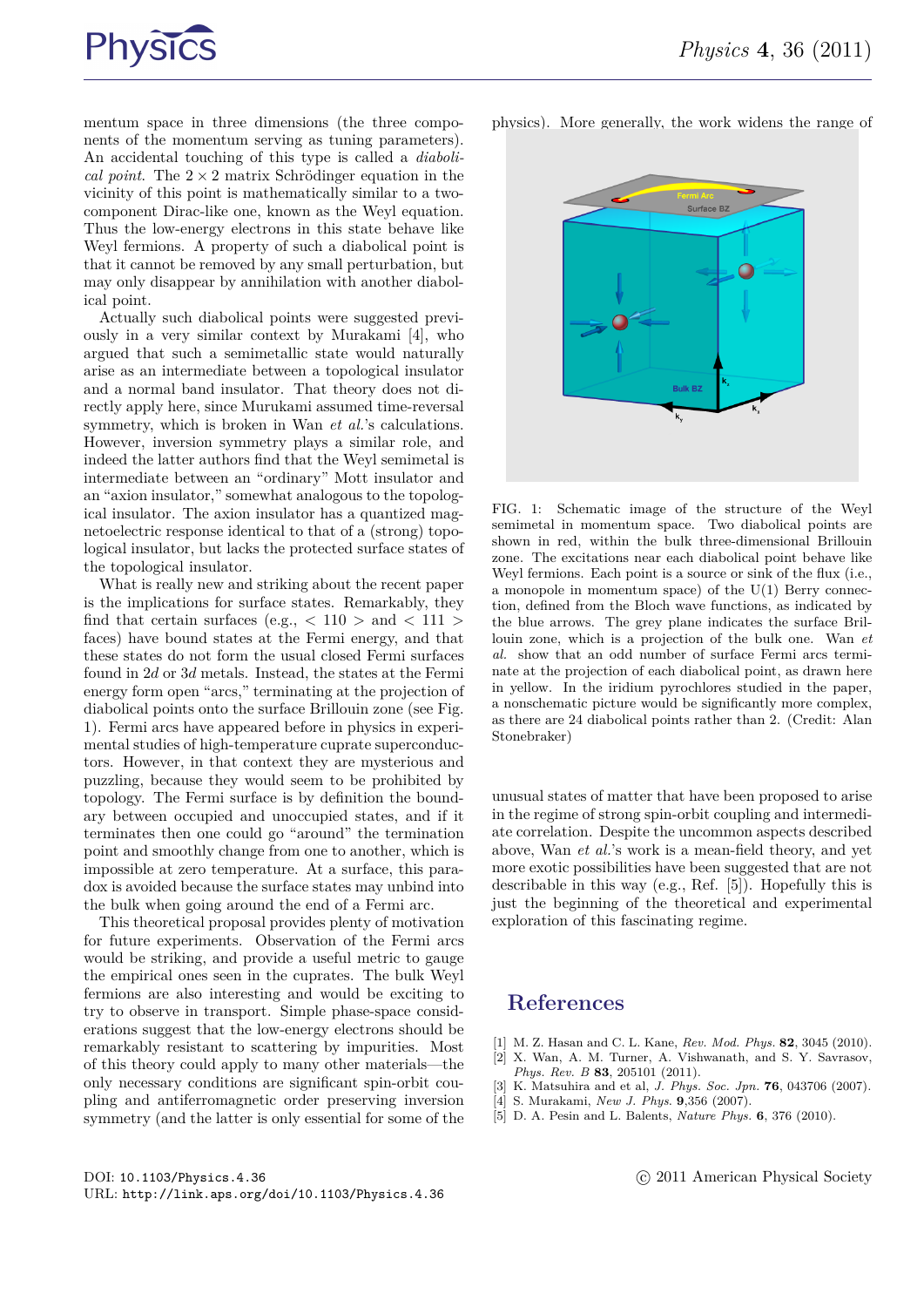mentum space in three dimensions (the three components of the momentum serving as tuning parameters). An accidental touching of this type is called a *diabolical point*. The $2 \times 2$ matrix Schrödinger equation in the vicinity of this point is mathematically similar to a two-component Dirac-like one, known as the Weyl equation. Thus the low-energy electrons in this state behave like Weyl fermions. A property of such a diabolical point is that it cannot be removed by any small perturbation, but may only disappear by annihilation with another diabolical point.

Actually such diabolical points were suggested previously in a very similar context by Murakami [4], who argued that such a semimetallic state would naturally arise as an intermediate between a topological insulator and a normal band insulator. That theory does not directly apply here, since Murukami assumed time-reversal symmetry, which is broken in Wan *et al.*'s calculations. However, inversion symmetry plays a similar role, and indeed the latter authors find that the Weyl semimetal is intermediate between an "ordinary" Mott insulator and an "axion insulator," somewhat analogous to the topological insulator. The axion insulator has a quantized magnetoelectric response identical to that of a (strong) topological insulator, but lacks the protected surface states of the topological insulator.

What is really new and striking about the recent paper is the implications for surface states. Remarkably, they find that certain surfaces (e.g., < 110 > and < 111 > faces) have bound states at the Fermi energy, and that these states do not form the usual closed Fermi surfaces found in $2d$ or $3d$ metals. Instead, the states at the Fermi energy form open "arcs," terminating at the projection of diabolical points onto the surface Brillouin zone (see Fig. 1). Fermi arcs have appeared before in physics in experimental studies of high-temperature cuprate superconductors. However, in that context they are mysterious and puzzling, because they would seem to be prohibited by topology. The Fermi surface is by definition the boundary between occupied and unoccupied states, and if it terminates then one could go "around" the termination point and smoothly change from one to another, which is impossible at zero temperature. At a surface, this paradox is avoided because the surface states may unbind into the bulk when going around the end of a Fermi arc.

This theoretical proposal provides plenty of motivation for future experiments. Observation of the Fermi arcs would be striking, and provide a useful metric to gauge the empirical ones seen in the cuprates. The bulk Weyl fermions are also interesting and would be exciting to try to observe in transport. Simple phase-space considerations suggest that the low-energy electrons should be remarkably resistant to scattering by impurities. Most of this theory could apply to many other materials—the only necessary conditions are significant spin-orbit coupling and antiferromagnetic order preserving inversion symmetry (and the latter is only essential for some of the physics). More generally, the work widens the range of unusual states of matter that have been proposed to arise in the regime of strong spin-orbit coupling and intermediate correlation. Despite the uncommon aspects described above, Wan *et al.*'s work is a mean-field theory, and yet more exotic possibilities have been suggested that are not describable in this way (e.g., Ref. [5]). Hopefully this is just the beginning of the theoretical and experimental exploration of this fascinating regime.

FIG. 1: Schematic image of the structure of the Weyl semimetal in momentum space. Two diabolical points are shown in red, within the bulk three-dimensional Brillouin zone. The excitations near each diabolical point behave like Weyl fermions. Each point is a source or sink of the flux (i.e., a monopole in momentum space) of the U(1) Berry connection, defined from the Bloch wave functions, as indicated by the blue arrows. The grey plane indicates the surface Brillouin zone, which is a projection of the bulk one. Wan *et al.* show that an odd number of surface Fermi arcs terminate at the projection of each diabolical point, as drawn here in yellow. In the iridium pyrochlores studied in the paper, a nonschematic picture would be significantly more complex, as there are 24 diabolical points rather than 2. (Credit: Alan Stonebraker)

## References

[1] M. Z. Hasan and C. L. Kane, *Rev. Mod. Phys.* **82**, 3045 (2010).
[2] X. Wan, A. M. Turner, A. Vishwanath, and S. Y. Savrasov, *Phys. Rev. B* **83**, 205101 (2011).
[3] K. Matsuhira and et al, *J. Phys. Soc. Jpn.* **76**, 043706 (2007).
[4] S. Murakami, *New J. Phys.* **9**,356 (2007).
[5] D. A. Pesin and L. Balents, *Nature Phys.* **6**, 376 (2010).

DOI: 10.1103/Physics.4.36
URL: http://link.aps.org/doi/10.1103/Physics.4.36

© 2011 American Physical Society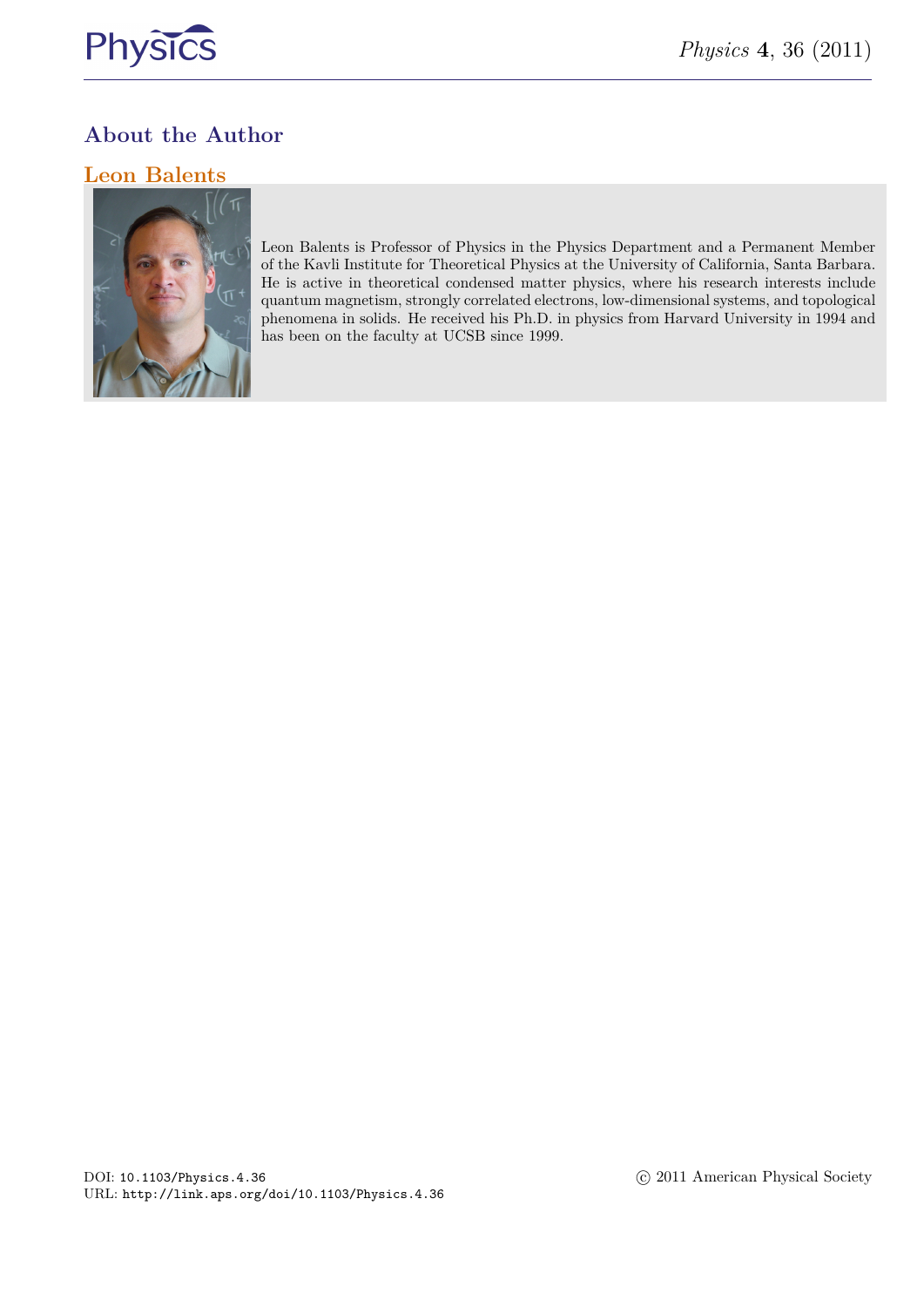## About the Author

### Leon Balents

Leon Balents is Professor of Physics in the Physics Department and a Permanent Member of the Kavli Institute for Theoretical Physics at the University of California, Santa Barbara. He is active in theoretical condensed matter physics, where his research interests include quantum magnetism, strongly correlated electrons, low-dimensional systems, and topological phenomena in solids. He received his Ph.D. in physics from Harvard University in 1994 and has been on the faculty at UCSB since 1999.